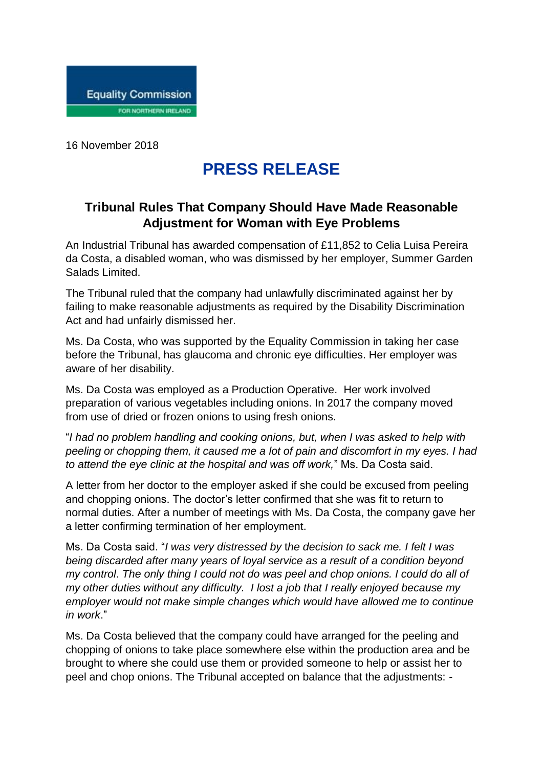Equality Commission
FOR NORTHERN IRELAND

16 November 2018

# PRESS RELEASE

## Tribunal Rules That Company Should Have Made Reasonable Adjustment for Woman with Eye Problems

An Industrial Tribunal has awarded compensation of £11,852 to Celia Luisa Pereira da Costa, a disabled woman, who was dismissed by her employer, Summer Garden Salads Limited.

The Tribunal ruled that the company had unlawfully discriminated against her by failing to make reasonable adjustments as required by the Disability Discrimination Act and had unfairly dismissed her.

Ms. Da Costa, who was supported by the Equality Commission in taking her case before the Tribunal, has glaucoma and chronic eye difficulties. Her employer was aware of her disability.

Ms. Da Costa was employed as a Production Operative. Her work involved preparation of various vegetables including onions. In 2017 the company moved from use of dried or frozen onions to using fresh onions.

"*I had no problem handling and cooking onions, but, when I was asked to help with peeling or chopping them, it caused me a lot of pain and discomfort in my eyes. I had to attend the eye clinic at the hospital and was off work,*" Ms. Da Costa said.

A letter from her doctor to the employer asked if she could be excused from peeling and chopping onions. The doctor's letter confirmed that she was fit to return to normal duties. After a number of meetings with Ms. Da Costa, the company gave her a letter confirming termination of her employment.

Ms. Da Costa said. "*I was very distressed by the decision to sack me. I felt I was being discarded after many years of loyal service as a result of a condition beyond my control. The only thing I could not do was peel and chop onions. I could do all of my other duties without any difficulty. I lost a job that I really enjoyed because my employer would not make simple changes which would have allowed me to continue in work.*"

Ms. Da Costa believed that the company could have arranged for the peeling and chopping of onions to take place somewhere else within the production area and be brought to where she could use them or provided someone to help or assist her to peel and chop onions. The Tribunal accepted on balance that the adjustments: -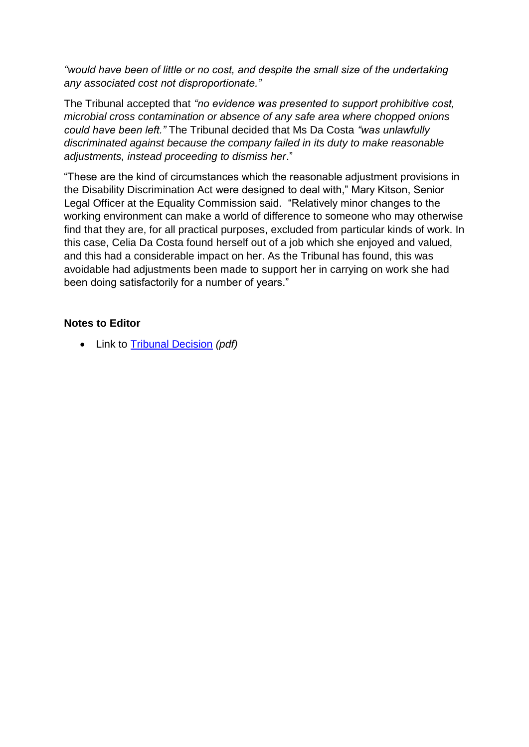*"would have been of little or no cost, and despite the small size of the undertaking any associated cost not disproportionate."*

The Tribunal accepted that *"no evidence was presented to support prohibitive cost, microbial cross contamination or absence of any safe area where chopped onions could have been left."* The Tribunal decided that Ms Da Costa *"was unlawfully discriminated against because the company failed in its duty to make reasonable adjustments, instead proceeding to dismiss her*."

"These are the kind of circumstances which the reasonable adjustment provisions in the Disability Discrimination Act were designed to deal with," Mary Kitson, Senior Legal Officer at the Equality Commission said. "Relatively minor changes to the working environment can make a world of difference to someone who may otherwise find that they are, for all practical purposes, excluded from particular kinds of work. In this case, Celia Da Costa found herself out of a job which she enjoyed and valued, and this had a considerable impact on her. As the Tribunal has found, this was avoidable had adjustments been made to support her in carrying on work she had been doing satisfactorily for a number of years."

**Notes to Editor**

- Link to Tribunal Decision *(pdf)*